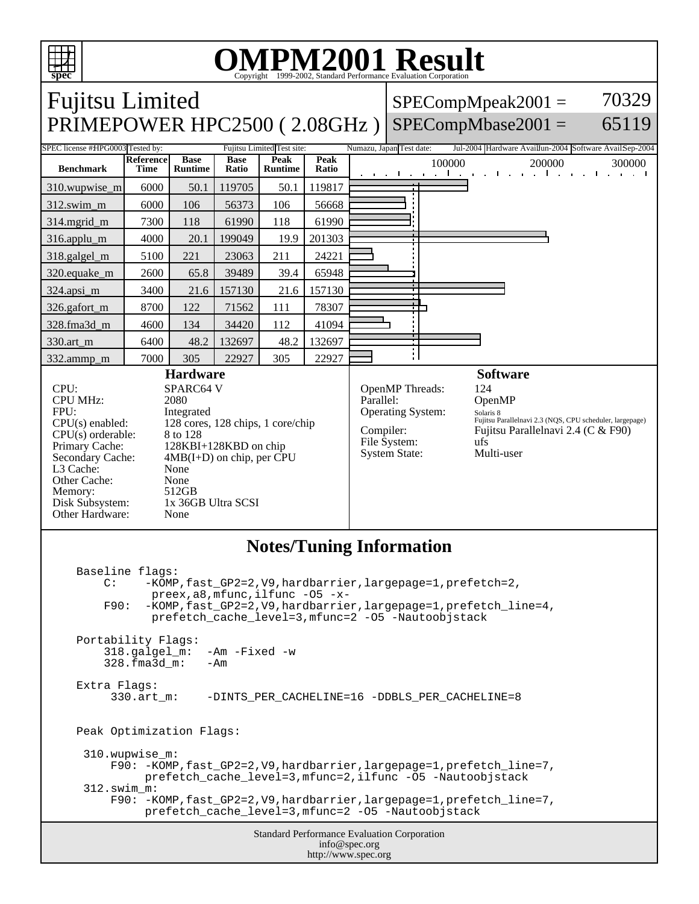# OMPM2001 Result

Copyright 1999-2002, Standard Performance Evaluation Corporation

## Fujitsu Limited
## PRIMEPOWER HPC2500 ( 2.08GHz )

SPECompMpeak2001 = 70329

SPECompMbase2001 = 65119

| SPEC license #: HPG0003 | Tested by: Fujitsu Limited | Test site: Numazu, Japan | Test date: Jul-2004 | Hardware Avail: Jun-2004 | Software Avail: Sep-2004 |
|---|---|---|---|---|---|

| Benchmark | Reference Time | Base Runtime | Base Ratio | Peak Runtime | Peak Ratio |
|---|---|---|---|---|---|
| 310.wupwise_m | 6000 | 50.1 | 119705 | 50.1 | 119817 |
| 312.swim_m | 6000 | 106 | 56373 | 106 | 56668 |
| 314.mgrid_m | 7300 | 118 | 61990 | 118 | 61990 |
| 316.applu_m | 4000 | 20.1 | 199049 | 19.9 | 201303 |
| 318.galgel_m | 5100 | 221 | 23063 | 211 | 24221 |
| 320.equake_m | 2600 | 65.8 | 39489 | 39.4 | 65948 |
| 324.apsi_m | 3400 | 21.6 | 157130 | 21.6 | 157130 |
| 326.gafort_m | 8700 | 122 | 71562 | 111 | 78307 |
| 328.fma3d_m | 4600 | 134 | 34420 | 112 | 41094 |
| 330.art_m | 6400 | 48.2 | 132697 | 48.2 | 132697 |
| 332.ammp_m | 7000 | 305 | 22927 | 305 | 22927 |

### Hardware

| | |
|---|---|
| CPU: | SPARC64 V |
| CPU MHz: | 2080 |
| FPU: | Integrated |
| CPU(s) enabled: | 128 cores, 128 chips, 1 core/chip |
| CPU(s) orderable: | 8 to 128 |
| Primary Cache: | 128KBI+128KBD on chip |
| Secondary Cache: | 4MB(I+D) on chip, per CPU |
| L3 Cache: | None |
| Other Cache: | None |
| Memory: | 512GB |
| Disk Subsystem: | 1x 36GB Ultra SCSI |
| Other Hardware: | None |

### Software

| | |
|---|---|
| OpenMP Threads: | 124 |
| Parallel: | OpenMP |
| Operating System: | Solaris 8 Fujitsu Parallelnavi 2.3 (NQS, CPU scheduler, largepage) |
| Compiler: | Fujitsu Parallelnavi 2.4 (C & F90) |
| File System: | ufs |
| System State: | Multi-user |

## Notes/Tuning Information

```
Baseline flags:
    C:    -KOMP,fast_GP2=2,V9,hardbarrier,largepage=1,prefetch=2,
           preex,a8,mfunc,ilfunc -O5 -x-
    F90:  -KOMP,fast_GP2=2,V9,hardbarrier,largepage=1,prefetch_line=4,
           prefetch_cache_level=3,mfunc=2 -O5 -Nautoobjstack

Portability Flags:
    318.galgel_m:  -Am -Fixed -w
    328.fma3d_m:   -Am

Extra Flags:
     330.art_m:    -DINTS_PER_CACHELINE=16 -DDBLS_PER_CACHELINE=8


Peak Optimization Flags:

 310.wupwise_m:
     F90: -KOMP,fast_GP2=2,V9,hardbarrier,largepage=1,prefetch_line=7,
           prefetch_cache_level=3,mfunc=2,ilfunc -O5 -Nautoobjstack
 312.swim_m:
     F90: -KOMP,fast_GP2=2,V9,hardbarrier,largepage=1,prefetch_line=7,
          prefetch_cache_level=3,mfunc=2 -O5 -Nautoobjstack
```

Standard Performance Evaluation Corporation
info@spec.org
http://www.spec.org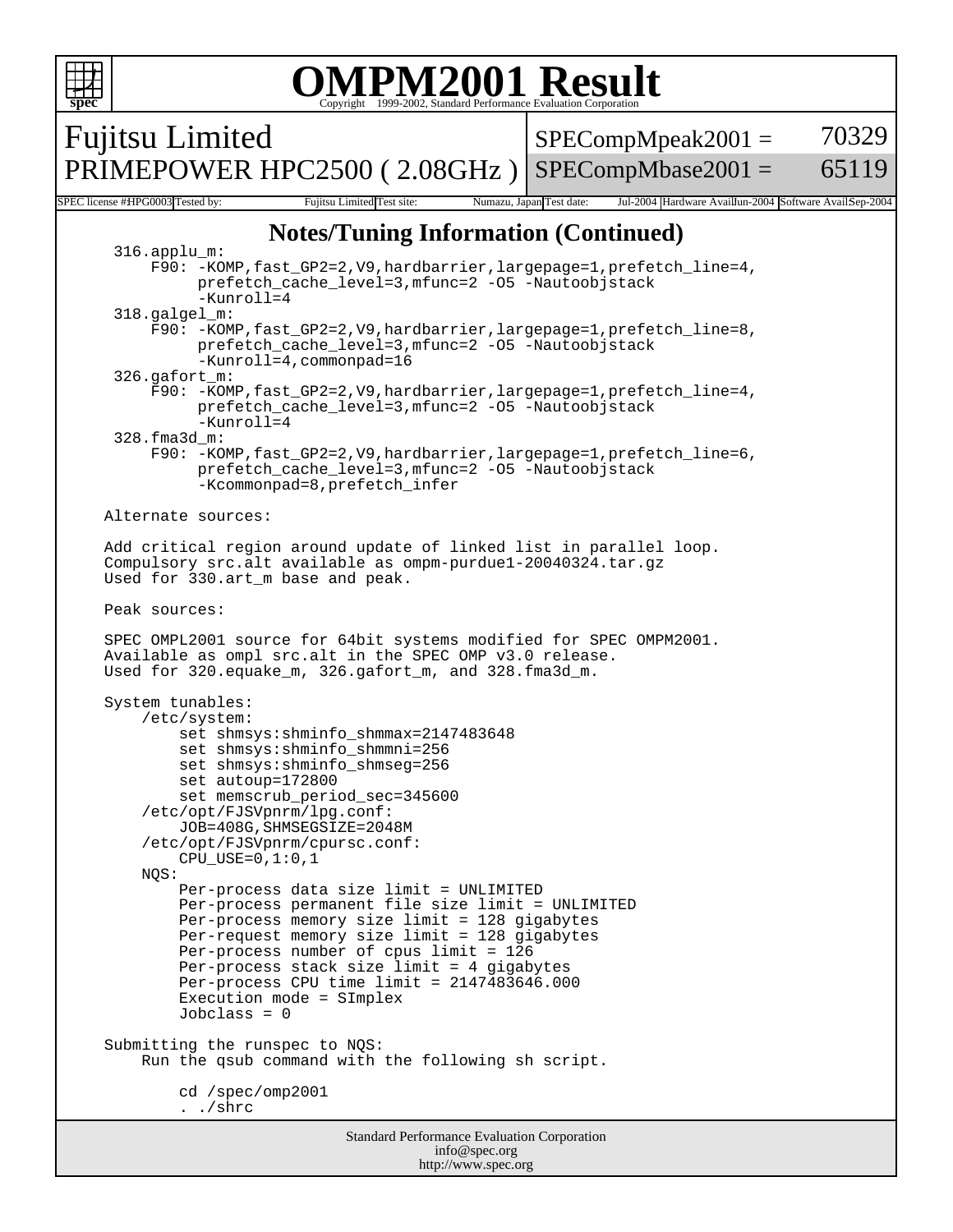# OMPM2001 Result

Fujitsu Limited
PRIMEPOWER HPC2500 ( 2.08GHz )

SPECompMpeak2001 = 70329
SPECompMbase2001 = 65119

| SPEC license #: HPG0003 | Tested by: Fujitsu Limited | Test site: Numazu, Japan | Test date: Jul-2004 | Hardware Avail: Jun-2004 | Software Avail: Sep-2004 |
|---|---|---|---|---|---|

## Notes/Tuning Information (Continued)

```
 316.applu_m:
     F90: -KOMP,fast_GP2=2,V9,hardbarrier,largepage=1,prefetch_line=4,
          prefetch_cache_level=3,mfunc=2 -O5 -Nautoobjstack
          -Kunroll=4
 318.galgel_m:
     F90: -KOMP,fast_GP2=2,V9,hardbarrier,largepage=1,prefetch_line=8,
          prefetch_cache_level=3,mfunc=2 -O5 -Nautoobjstack
          -Kunroll=4,commonpad=16
 326.gafort_m:
     F90: -KOMP,fast_GP2=2,V9,hardbarrier,largepage=1,prefetch_line=4,
          prefetch_cache_level=3,mfunc=2 -O5 -Nautoobjstack
          -Kunroll=4
 328.fma3d_m:
     F90: -KOMP,fast_GP2=2,V9,hardbarrier,largepage=1,prefetch_line=6,
          prefetch_cache_level=3,mfunc=2 -O5 -Nautoobjstack
          -Kcommonpad=8,prefetch_infer

Alternate sources:

Add critical region around update of linked list in parallel loop.
Compulsory src.alt available as ompm-purdue1-20040324.tar.gz
Used for 330.art_m base and peak.

Peak sources:

SPEC OMPL2001 source for 64bit systems modified for SPEC OMPM2001.
Available as ompl src.alt in the SPEC OMP v3.0 release.
Used for 320.equake_m, 326.gafort_m, and 328.fma3d_m.

System tunables:
    /etc/system:
        set shmsys:shminfo_shmmax=2147483648
        set shmsys:shminfo_shmmni=256
        set shmsys:shminfo_shmseg=256
        set autoup=172800
        set memscrub_period_sec=345600
    /etc/opt/FJSVpnrm/lpg.conf:
        JOB=408G,SHMSEGSIZE=2048M
    /etc/opt/FJSVpnrm/cpursc.conf:
        CPU_USE=0,1:0,1
    NQS:
        Per-process data size limit = UNLIMITED
        Per-process permanent file size limit = UNLIMITED
        Per-process memory size limit = 128 gigabytes
        Per-request memory size limit = 128 gigabytes
        Per-process number of cpus limit = 126
        Per-process stack size limit = 4 gigabytes
        Per-process CPU time limit = 2147483646.000
        Execution mode = SImplex
        Jobclass = 0

Submitting the runspec to NQS:
    Run the qsub command with the following sh script.

        cd /spec/omp2001
        . ./shrc
```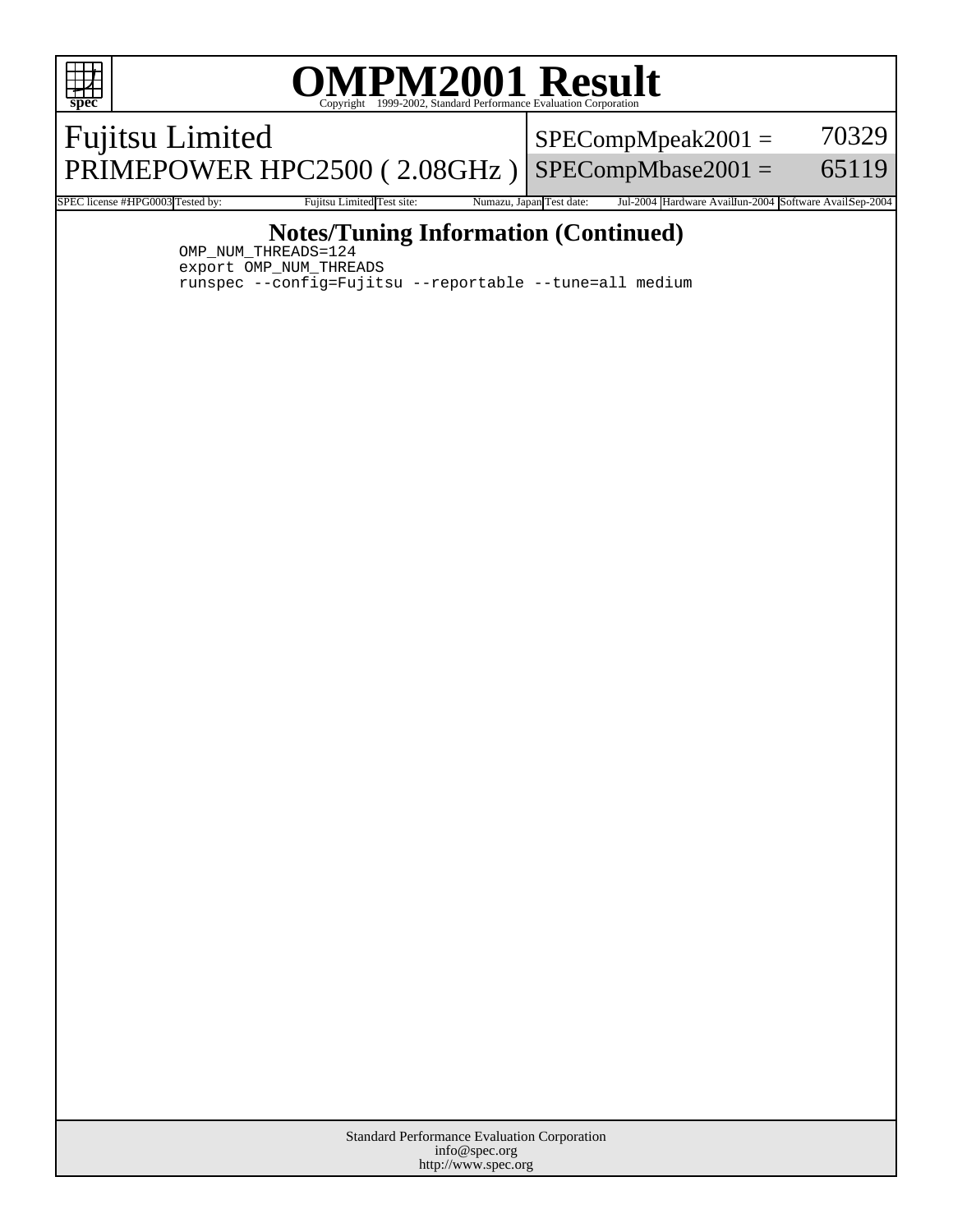# OMPM2001 Result

Copyright 1999-2002, Standard Performance Evaluation Corporation

Fujitsu Limited
PRIMEPOWER HPC2500 ( 2.08GHz )

SPECompMpeak2001 = 70329
SPECompMbase2001 = 65119

| | | | | | | | | | | | | | |
|---|---|---|---|---|---|---|---|---|---|---|---|---|---|
| SPEC license #: | HPG0003 | Tested by: | Fujitsu Limited | Test site: | Numazu, Japan | Test date: | Jul-2004 | Hardware Avail: | Jun-2004 | Software Avail: | Sep-2004 | | |

## Notes/Tuning Information (Continued)

```
OMP_NUM_THREADS=124
export OMP_NUM_THREADS
runspec --config=Fujitsu --reportable --tune=all medium
```

Standard Performance Evaluation Corporation
info@spec.org
http://www.spec.org